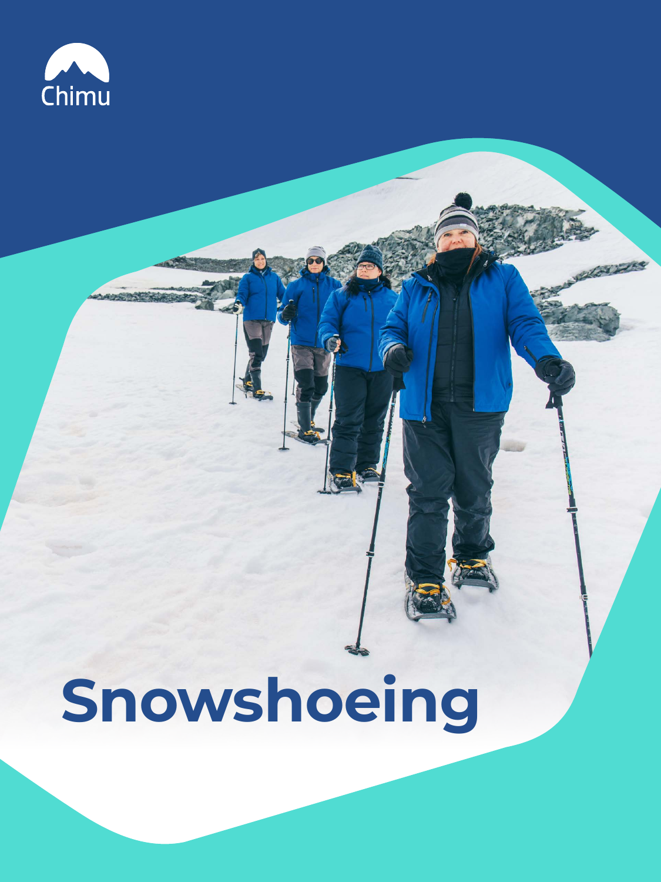Chimu

# Snowshoeing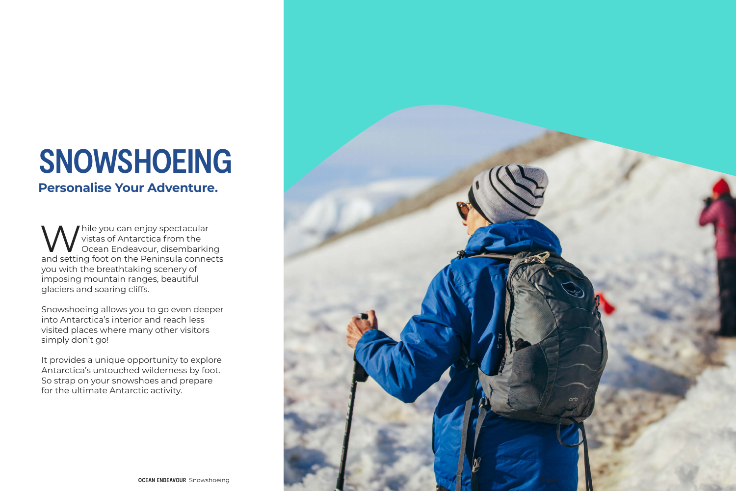# SNOWSHOEING

## Personalise Your Adventure.

While you can enjoy spectacular vistas of Antarctica from the Ocean Endeavour, disembarking and setting foot on the Peninsula connects you with the breathtaking scenery of imposing mountain ranges, beautiful glaciers and soaring cliffs.

Snowshoeing allows you to go even deeper into Antarctica's interior and reach less visited places where many other visitors simply don't go!

It provides a unique opportunity to explore Antarctica's untouched wilderness by foot. So strap on your snowshoes and prepare for the ultimate Antarctic activity.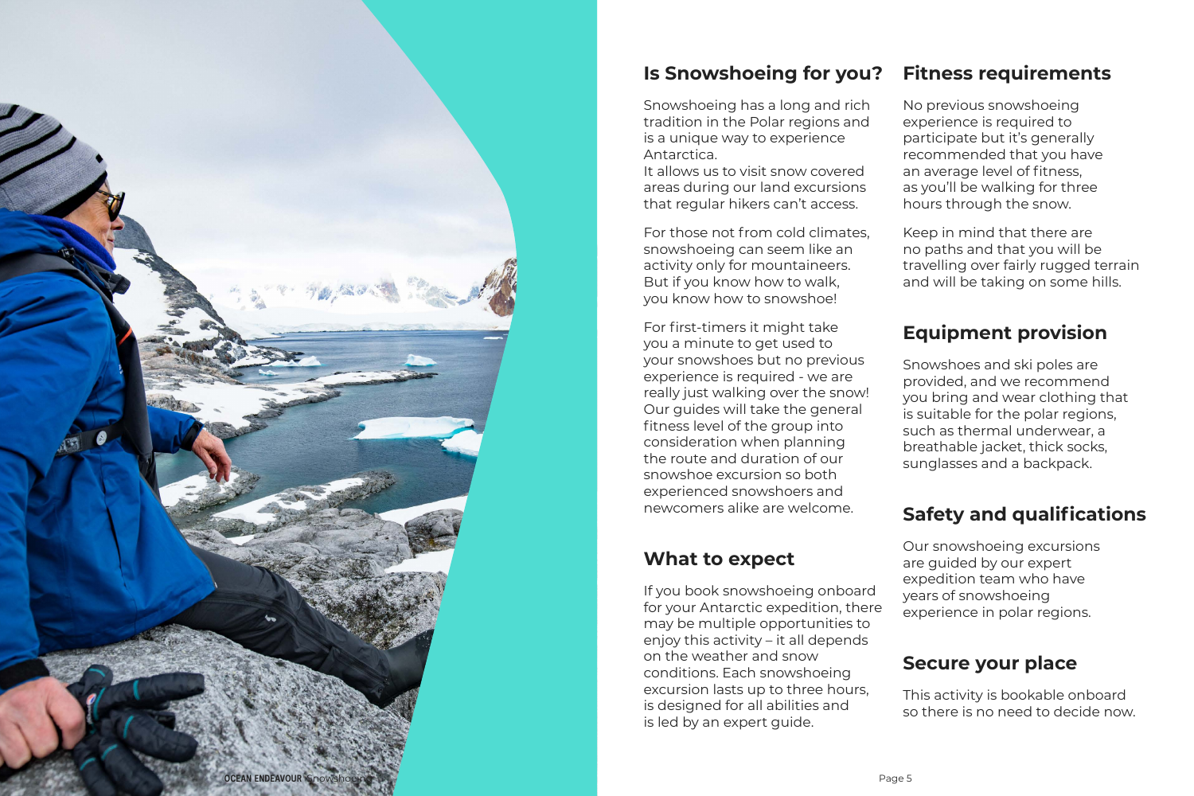## Is Snowshoeing for you?

Snowshoeing has a long and rich tradition in the Polar regions and is a unique way to experience Antarctica.
It allows us to visit snow covered areas during our land excursions that regular hikers can't access.

For those not from cold climates, snowshoeing can seem like an activity only for mountaineers. But if you know how to walk, you know how to snowshoe!

For first-timers it might take you a minute to get used to your snowshoes but no previous experience is required - we are really just walking over the snow! Our guides will take the general fitness level of the group into consideration when planning the route and duration of our snowshoe excursion so both experienced snowshoers and newcomers alike are welcome.

## What to expect

If you book snowshoeing onboard for your Antarctic expedition, there may be multiple opportunities to enjoy this activity – it all depends on the weather and snow conditions. Each snowshoeing excursion lasts up to three hours, is designed for all abilities and is led by an expert guide.

## Fitness requirements

No previous snowshoeing experience is required to participate but it's generally recommended that you have an average level of fitness, as you'll be walking for three hours through the snow.

Keep in mind that there are no paths and that you will be travelling over fairly rugged terrain and will be taking on some hills.

## Equipment provision

Snowshoes and ski poles are provided, and we recommend you bring and wear clothing that is suitable for the polar regions, such as thermal underwear, a breathable jacket, thick socks, sunglasses and a backpack.

## Safety and qualifications

Our snowshoeing excursions are guided by our expert expedition team who have years of snowshoeing experience in polar regions.

## Secure your place

This activity is bookable onboard so there is no need to decide now.